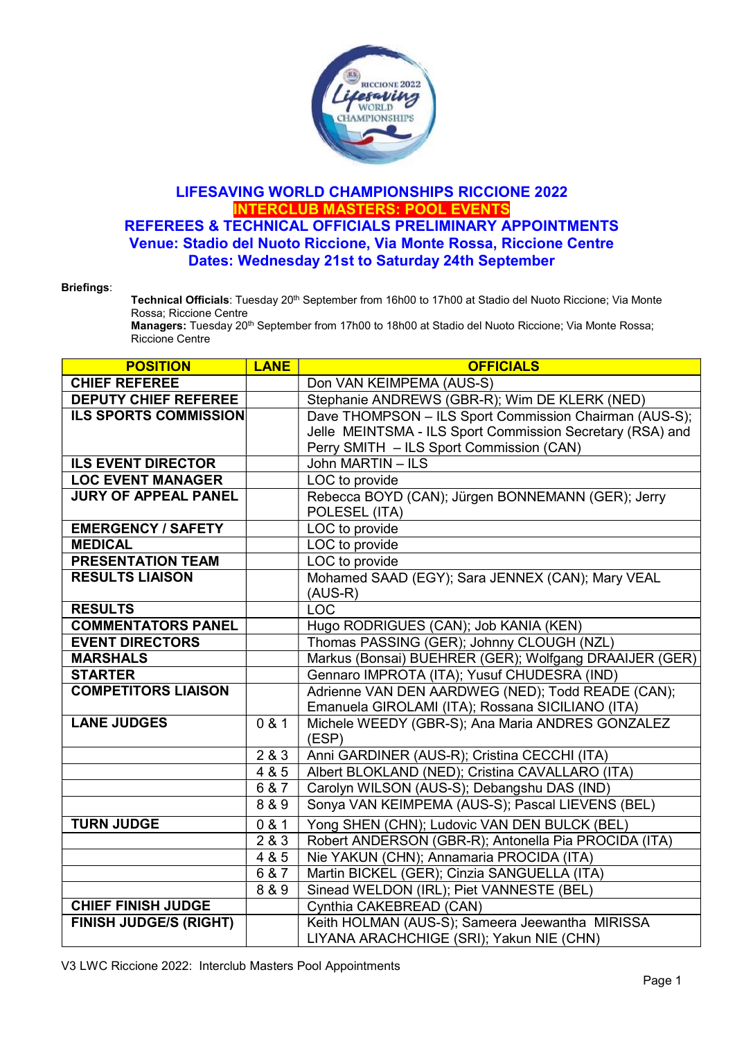# LIFESAVING WORLD CHAMPIONSHIPS RICCIONE 2022

## INTERCLUB MASTERS: POOL EVENTS

## REFEREES & TECHNICAL OFFICIALS PRELIMINARY APPOINTMENTS

## Venue: Stadio del Nuoto Riccione, Via Monte Rossa, Riccione Centre

## Dates: Wednesday 21st to Saturday 24th September

**Briefings**:

**Technical Officials**: Tuesday 20th September from 16h00 to 17h00 at Stadio del Nuoto Riccione; Via Monte Rossa; Riccione Centre
**Managers:** Tuesday 20th September from 17h00 to 18h00 at Stadio del Nuoto Riccione; Via Monte Rossa; Riccione Centre

| POSITION | LANE | OFFICIALS |
|---|---|---|
| **CHIEF REFEREE** | | Don VAN KEIMPEMA (AUS-S) |
| **DEPUTY CHIEF REFEREE** | | Stephanie ANDREWS (GBR-R); Wim DE KLERK (NED) |
| **ILS SPORTS COMMISSION** | | Dave THOMPSON – ILS Sport Commission Chairman (AUS-S); Jelle MEINTSMA - ILS Sport Commission Secretary (RSA) and Perry SMITH – ILS Sport Commission (CAN) |
| **ILS EVENT DIRECTOR** | | John MARTIN – ILS |
| **LOC EVENT MANAGER** | | LOC to provide |
| **JURY OF APPEAL PANEL** | | Rebecca BOYD (CAN); Jürgen BONNEMANN (GER); Jerry POLESEL (ITA) |
| **EMERGENCY / SAFETY** | | LOC to provide |
| **MEDICAL** | | LOC to provide |
| **PRESENTATION TEAM** | | LOC to provide |
| **RESULTS LIAISON** | | Mohamed SAAD (EGY); Sara JENNEX (CAN); Mary VEAL (AUS-R) |
| **RESULTS** | | LOC |
| **COMMENTATORS PANEL** | | Hugo RODRIGUES (CAN); Job KANIA (KEN) |
| **EVENT DIRECTORS** | | Thomas PASSING (GER); Johnny CLOUGH (NZL) |
| **MARSHALS** | | Markus (Bonsai) BUEHRER (GER); Wolfgang DRAAIJER (GER) |
| **STARTER** | | Gennaro IMPROTA (ITA); Yusuf CHUDESRA (IND) |
| **COMPETITORS LIAISON** | | Adrienne VAN DEN AARDWEG (NED); Todd READE (CAN); Emanuela GIROLAMI (ITA); Rossana SICILIANO (ITA) |
| **LANE JUDGES** | 0 & 1 | Michele WEEDY (GBR-S); Ana Maria ANDRES GONZALEZ (ESP) |
| | 2 & 3 | Anni GARDINER (AUS-R); Cristina CECCHI (ITA) |
| | 4 & 5 | Albert BLOKLAND (NED); Cristina CAVALLARO (ITA) |
| | 6 & 7 | Carolyn WILSON (AUS-S); Debangshu DAS (IND) |
| | 8 & 9 | Sonya VAN KEIMPEMA (AUS-S); Pascal LIEVENS (BEL) |
| **TURN JUDGE** | 0 & 1 | Yong SHEN (CHN); Ludovic VAN DEN BULCK (BEL) |
| | 2 & 3 | Robert ANDERSON (GBR-R); Antonella Pia PROCIDA (ITA) |
| | 4 & 5 | Nie YAKUN (CHN); Annamaria PROCIDA (ITA) |
| | 6 & 7 | Martin BICKEL (GER); Cinzia SANGUELLA (ITA) |
| | 8 & 9 | Sinead WELDON (IRL); Piet VANNESTE (BEL) |
| **CHIEF FINISH JUDGE** | | Cynthia CAKEBREAD (CAN) |
| **FINISH JUDGE/S (RIGHT)** | | Keith HOLMAN (AUS-S); Sameera Jeewantha MIRISSA LIYANA ARACHCHIGE (SRI); Yakun NIE (CHN) |

V3 LWC Riccione 2022: Interclub Masters Pool Appointments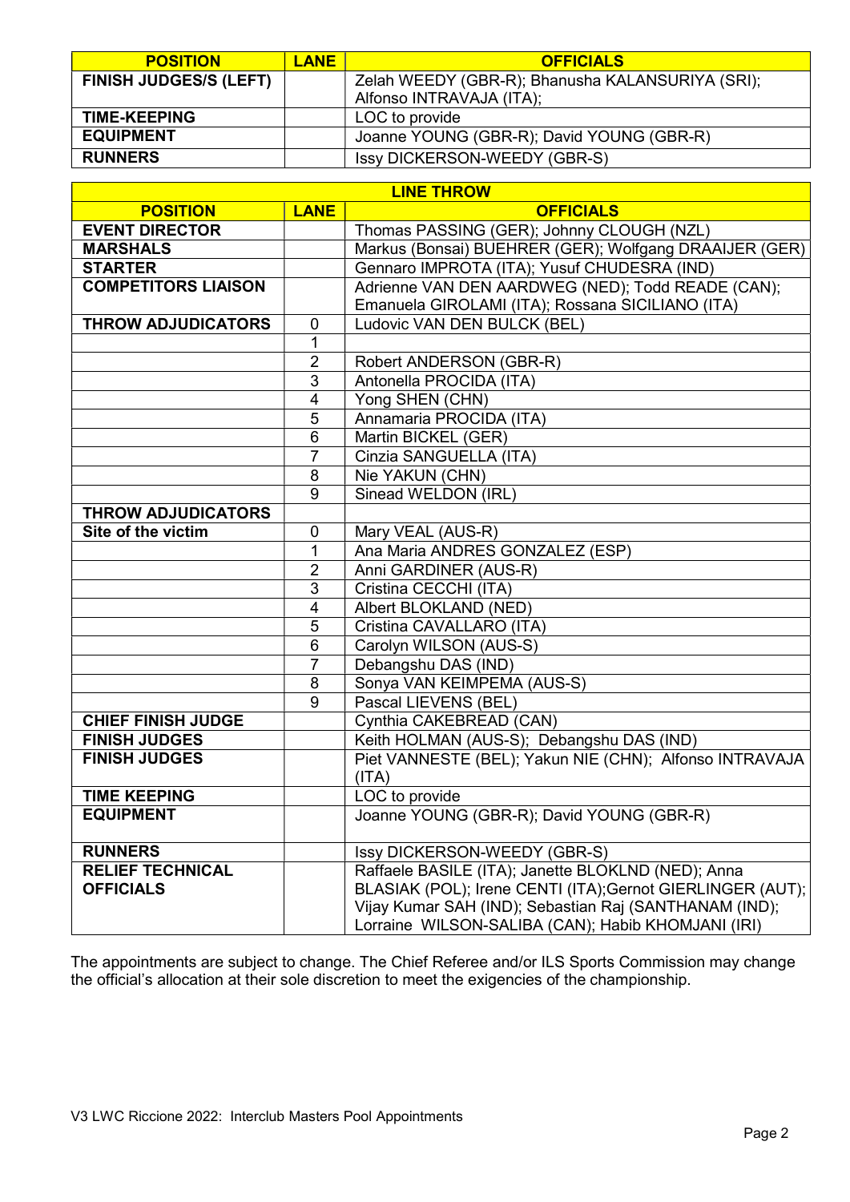| POSITION | LANE | OFFICIALS |
| --- | --- | --- |
| FINISH JUDGES/S (LEFT) | | Zelah WEEDY (GBR-R); Bhanusha KALANSURIYA (SRI); Alfonso INTRAVAJA (ITA); |
| TIME-KEEPING | | LOC to provide |
| EQUIPMENT | | Joanne YOUNG (GBR-R); David YOUNG (GBR-R) |
| RUNNERS | | Issy DICKERSON-WEEDY (GBR-S) |

| LINE THROW | | |
| --- | --- | --- |
| **POSITION** | **LANE** | **OFFICIALS** |
| EVENT DIRECTOR | | Thomas PASSING (GER); Johnny CLOUGH (NZL) |
| MARSHALS | | Markus (Bonsai) BUEHRER (GER); Wolfgang DRAAIJER (GER) |
| STARTER | | Gennaro IMPROTA (ITA); Yusuf CHUDESRA (IND) |
| COMPETITORS LIAISON | | Adrienne VAN DEN AARDWEG (NED); Todd READE (CAN); Emanuela GIROLAMI (ITA); Rossana SICILIANO (ITA) |
| THROW ADJUDICATORS | 0 | Ludovic VAN DEN BULCK (BEL) |
| | 1 | |
| | 2 | Robert ANDERSON (GBR-R) |
| | 3 | Antonella PROCIDA (ITA) |
| | 4 | Yong SHEN (CHN) |
| | 5 | Annamaria PROCIDA (ITA) |
| | 6 | Martin BICKEL (GER) |
| | 7 | Cinzia SANGUELLA (ITA) |
| | 8 | Nie YAKUN (CHN) |
| | 9 | Sinead WELDON (IRL) |
| THROW ADJUDICATORS | | |
| Site of the victim | 0 | Mary VEAL (AUS-R) |
| | 1 | Ana Maria ANDRES GONZALEZ (ESP) |
| | 2 | Anni GARDINER (AUS-R) |
| | 3 | Cristina CECCHI (ITA) |
| | 4 | Albert BLOKLAND (NED) |
| | 5 | Cristina CAVALLARO (ITA) |
| | 6 | Carolyn WILSON (AUS-S) |
| | 7 | Debangshu DAS (IND) |
| | 8 | Sonya VAN KEIMPEMA (AUS-S) |
| | 9 | Pascal LIEVENS (BEL) |
| CHIEF FINISH JUDGE | | Cynthia CAKEBREAD (CAN) |
| FINISH JUDGES | | Keith HOLMAN (AUS-S); Debangshu DAS (IND) |
| FINISH JUDGES | | Piet VANNESTE (BEL); Yakun NIE (CHN); Alfonso INTRAVAJA (ITA) |
| TIME KEEPING | | LOC to provide |
| EQUIPMENT | | Joanne YOUNG (GBR-R); David YOUNG (GBR-R) |
| RUNNERS | | Issy DICKERSON-WEEDY (GBR-S) |
| RELIEF TECHNICAL OFFICIALS | | Raffaele BASILE (ITA); Janette BLOKLND (NED); Anna BLASIAK (POL); Irene CENTI (ITA);Gernot GIERLINGER (AUT); Vijay Kumar SAH (IND); Sebastian Raj (SANTHANAM (IND); Lorraine WILSON-SALIBA (CAN); Habib KHOMJANI (IRI) |

The appointments are subject to change. The Chief Referee and/or ILS Sports Commission may change the official's allocation at their sole discretion to meet the exigencies of the championship.